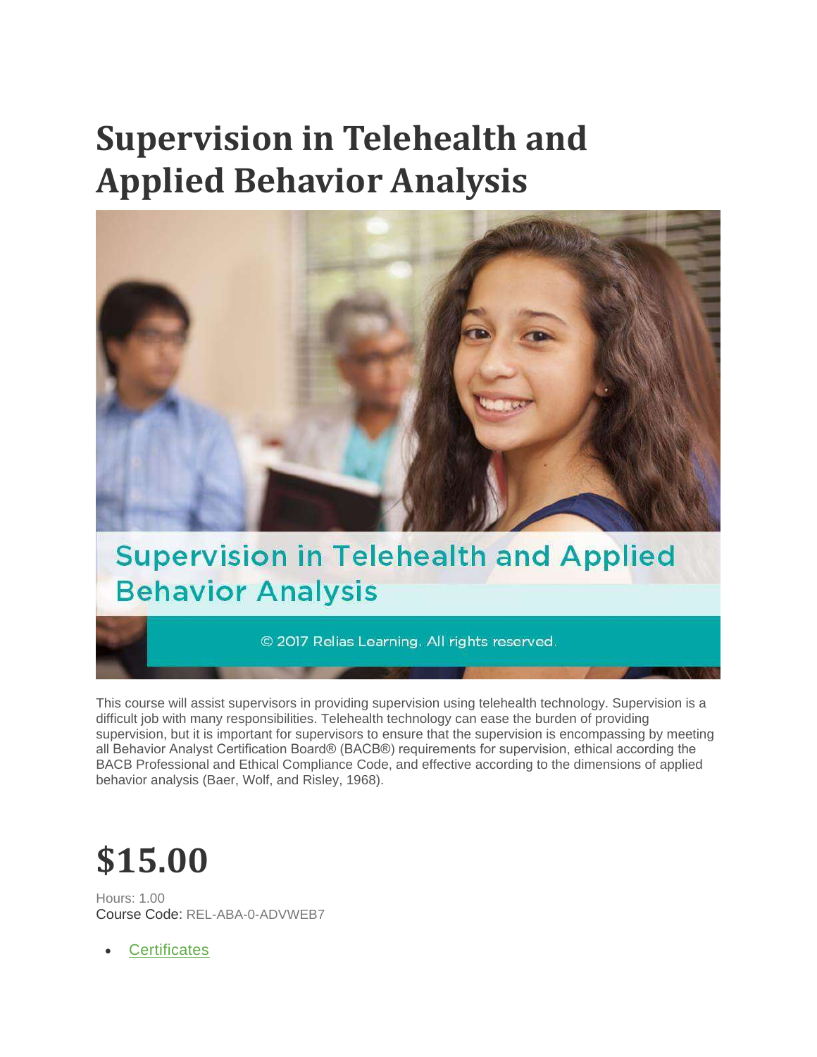# Supervision in Telehealth and Applied Behavior Analysis

This course will assist supervisors in providing supervision using telehealth technology. Supervision is a difficult job with many responsibilities. Telehealth technology can ease the burden of providing supervision, but it is important for supervisors to ensure that the supervision is encompassing by meeting all Behavior Analyst Certification Board® (BACB®) requirements for supervision, ethical according the BACB Professional and Ethical Compliance Code, and effective according to the dimensions of applied behavior analysis (Baer, Wolf, and Risley, 1968).

# $15.00

Hours: 1.00
Course Code: REL-ABA-0-ADVWEB7

- Certificates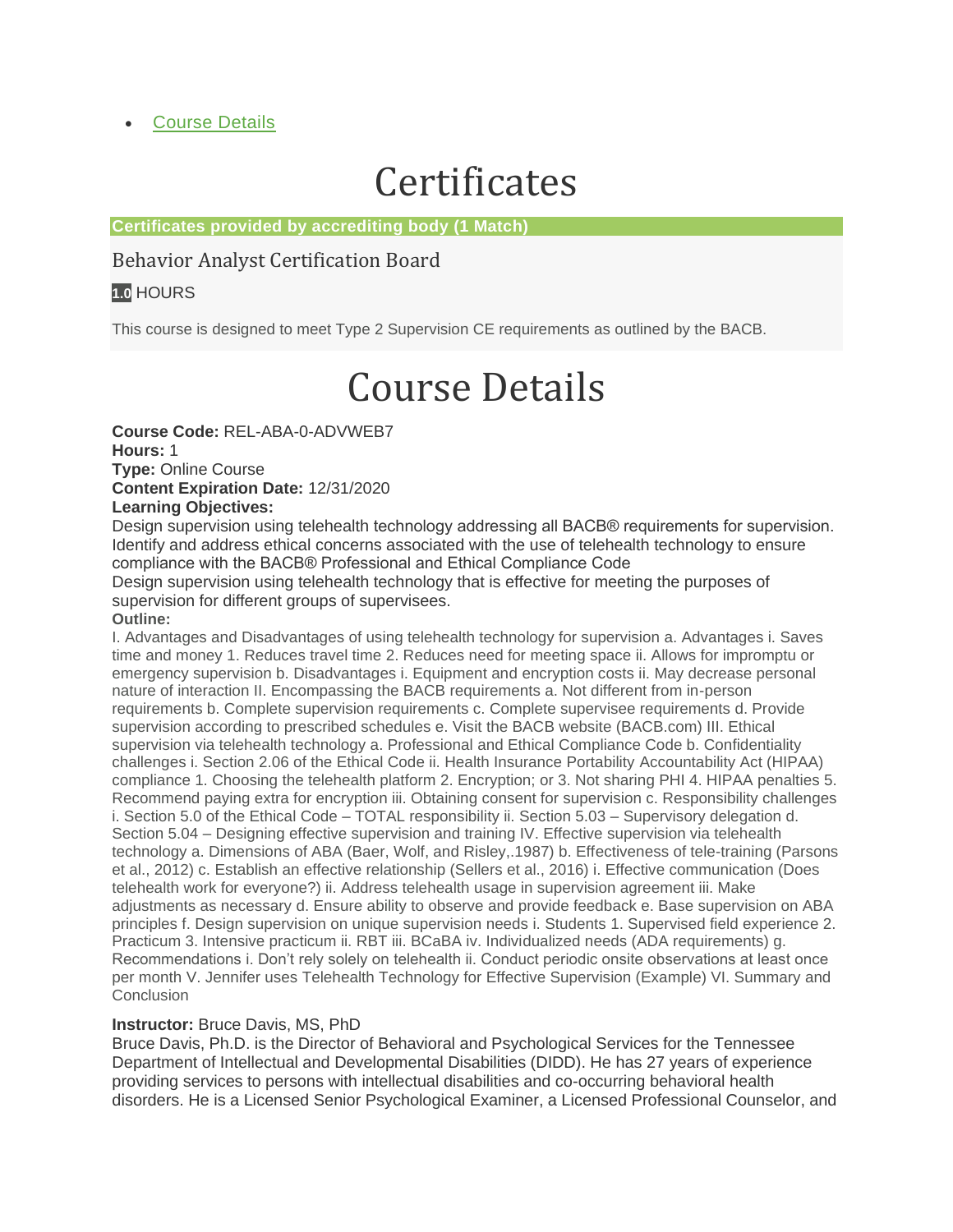- Course Details

# Certificates

**Certificates provided by accrediting body (1 Match)**

### Behavior Analyst Certification Board

**1.0** HOURS

This course is designed to meet Type 2 Supervision CE requirements as outlined by the BACB.

# Course Details

**Course Code:** REL-ABA-0-ADVWEB7
**Hours:** 1
**Type:** Online Course
**Content Expiration Date:** 12/31/2020
**Learning Objectives:**
Design supervision using telehealth technology addressing all BACB® requirements for supervision.
Identify and address ethical concerns associated with the use of telehealth technology to ensure compliance with the BACB® Professional and Ethical Compliance Code
Design supervision using telehealth technology that is effective for meeting the purposes of supervision for different groups of supervisees.
**Outline:**
I. Advantages and Disadvantages of using telehealth technology for supervision a. Advantages i. Saves time and money 1. Reduces travel time 2. Reduces need for meeting space ii. Allows for impromptu or emergency supervision b. Disadvantages i. Equipment and encryption costs ii. May decrease personal nature of interaction II. Encompassing the BACB requirements a. Not different from in-person requirements b. Complete supervision requirements c. Complete supervisee requirements d. Provide supervision according to prescribed schedules e. Visit the BACB website (BACB.com) III. Ethical supervision via telehealth technology a. Professional and Ethical Compliance Code b. Confidentiality challenges i. Section 2.06 of the Ethical Code ii. Health Insurance Portability Accountability Act (HIPAA) compliance 1. Choosing the telehealth platform 2. Encryption; or 3. Not sharing PHI 4. HIPAA penalties 5. Recommend paying extra for encryption iii. Obtaining consent for supervision c. Responsibility challenges i. Section 5.0 of the Ethical Code – TOTAL responsibility ii. Section 5.03 – Supervisory delegation d. Section 5.04 – Designing effective supervision and training IV. Effective supervision via telehealth technology a. Dimensions of ABA (Baer, Wolf, and Risley,.1987) b. Effectiveness of tele-training (Parsons et al., 2012) c. Establish an effective relationship (Sellers et al., 2016) i. Effective communication (Does telehealth work for everyone?) ii. Address telehealth usage in supervision agreement iii. Make adjustments as necessary d. Ensure ability to observe and provide feedback e. Base supervision on ABA principles f. Design supervision on unique supervision needs i. Students 1. Supervised field experience 2. Practicum 3. Intensive practicum ii. RBT iii. BCaBA iv. Individualized needs (ADA requirements) g. Recommendations i. Don't rely solely on telehealth ii. Conduct periodic onsite observations at least once per month V. Jennifer uses Telehealth Technology for Effective Supervision (Example) VI. Summary and Conclusion

**Instructor:** Bruce Davis, MS, PhD
Bruce Davis, Ph.D. is the Director of Behavioral and Psychological Services for the Tennessee Department of Intellectual and Developmental Disabilities (DIDD). He has 27 years of experience providing services to persons with intellectual disabilities and co-occurring behavioral health disorders. He is a Licensed Senior Psychological Examiner, a Licensed Professional Counselor, and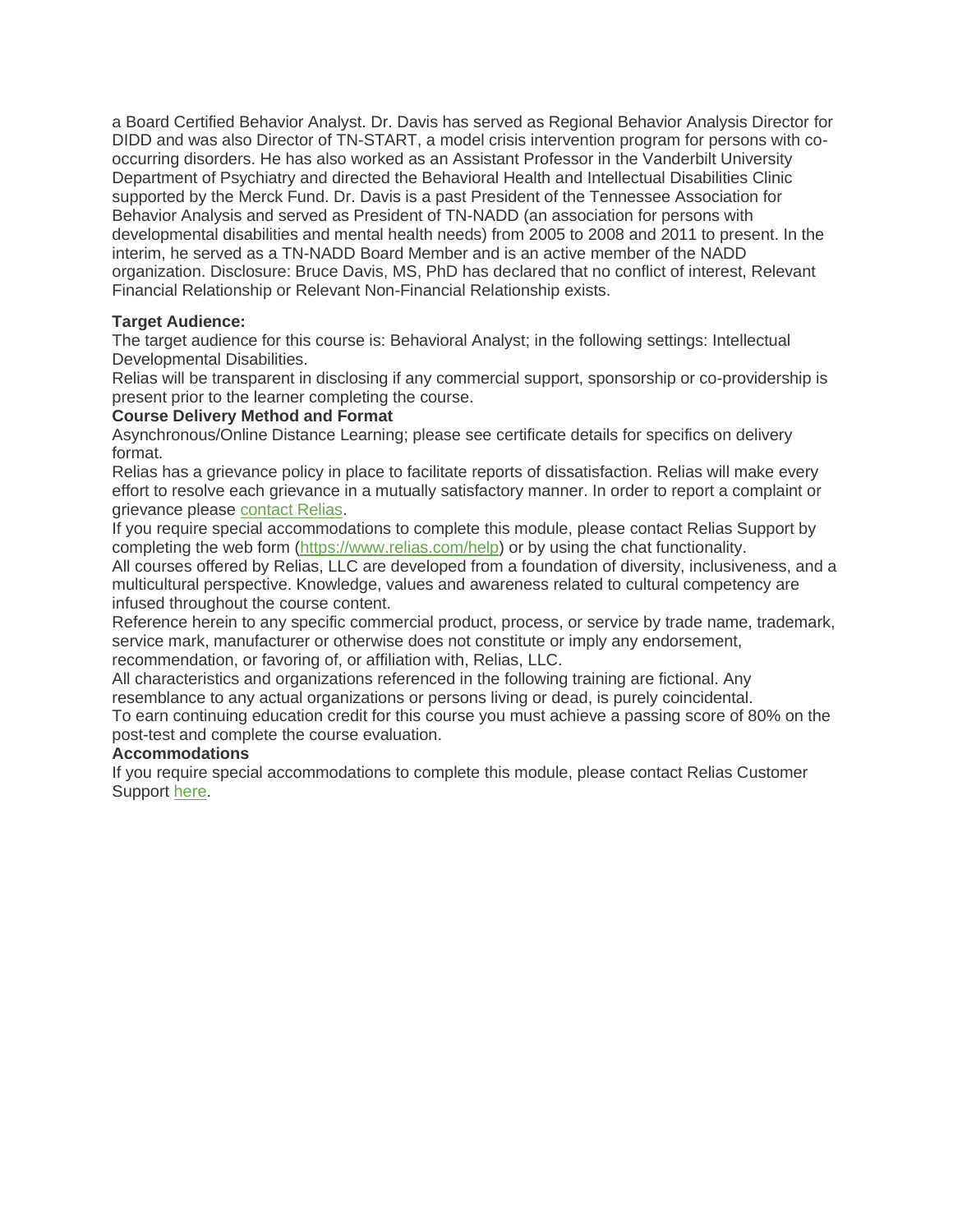a Board Certified Behavior Analyst. Dr. Davis has served as Regional Behavior Analysis Director for DIDD and was also Director of TN-START, a model crisis intervention program for persons with co-occurring disorders. He has also worked as an Assistant Professor in the Vanderbilt University Department of Psychiatry and directed the Behavioral Health and Intellectual Disabilities Clinic supported by the Merck Fund. Dr. Davis is a past President of the Tennessee Association for Behavior Analysis and served as President of TN-NADD (an association for persons with developmental disabilities and mental health needs) from 2005 to 2008 and 2011 to present. In the interim, he served as a TN-NADD Board Member and is an active member of the NADD organization. Disclosure: Bruce Davis, MS, PhD has declared that no conflict of interest, Relevant Financial Relationship or Relevant Non-Financial Relationship exists.

**Target Audience:**

The target audience for this course is: Behavioral Analyst; in the following settings: Intellectual Developmental Disabilities.

Relias will be transparent in disclosing if any commercial support, sponsorship or co-providership is present prior to the learner completing the course.

**Course Delivery Method and Format**

Asynchronous/Online Distance Learning; please see certificate details for specifics on delivery format.

Relias has a grievance policy in place to facilitate reports of dissatisfaction. Relias will make every effort to resolve each grievance in a mutually satisfactory manner. In order to report a complaint or grievance please [contact Relias](#).

If you require special accommodations to complete this module, please contact Relias Support by completing the web form ([https://www.relias.com/help](https://www.relias.com/help)) or by using the chat functionality.

All courses offered by Relias, LLC are developed from a foundation of diversity, inclusiveness, and a multicultural perspective. Knowledge, values and awareness related to cultural competency are infused throughout the course content.

Reference herein to any specific commercial product, process, or service by trade name, trademark, service mark, manufacturer or otherwise does not constitute or imply any endorsement, recommendation, or favoring of, or affiliation with, Relias, LLC.

All characteristics and organizations referenced in the following training are fictional. Any resemblance to any actual organizations or persons living or dead, is purely coincidental.

To earn continuing education credit for this course you must achieve a passing score of 80% on the post-test and complete the course evaluation.

**Accommodations**

If you require special accommodations to complete this module, please contact Relias Customer Support [here](#).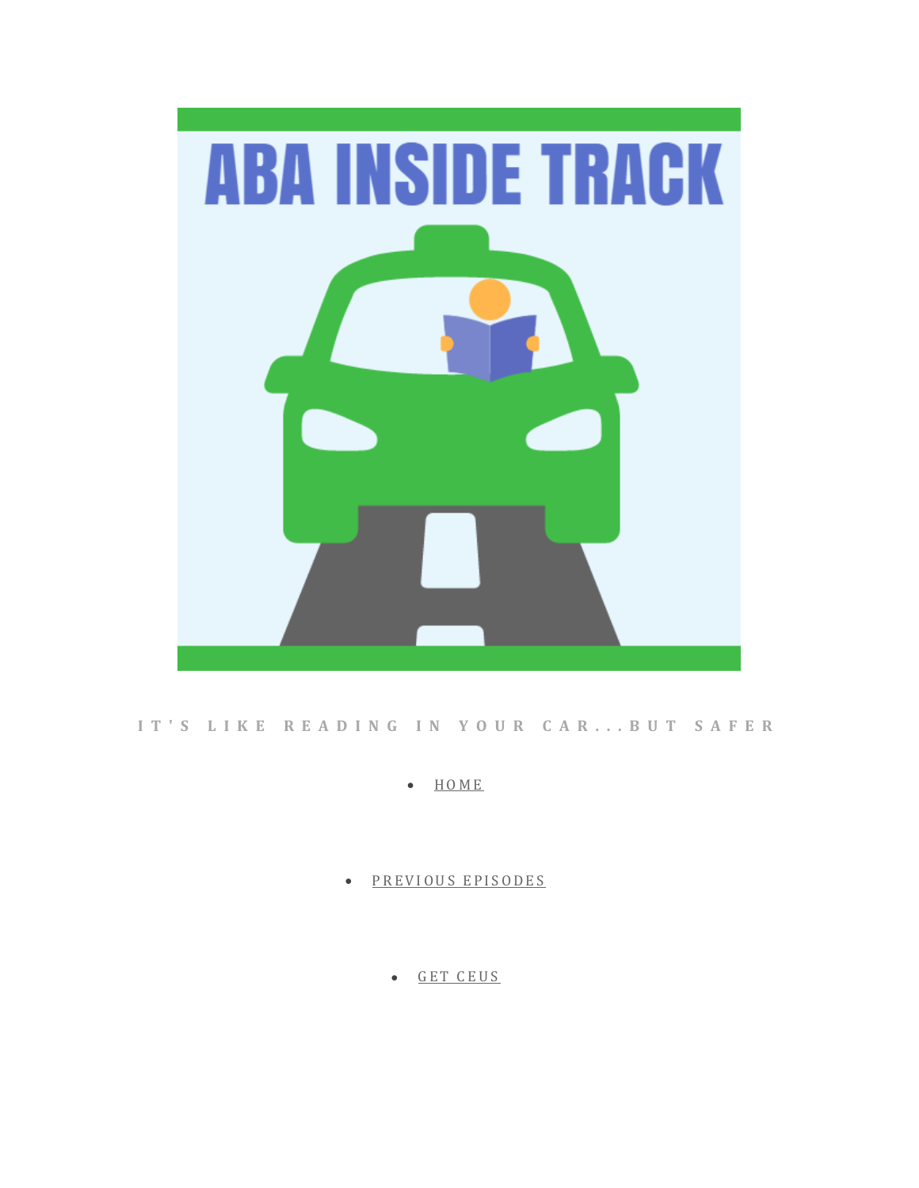IT'S LIKE READING IN YOUR CAR...BUT SAFER

- HOME
- PREVIOUS EPISODES
- GET CEUS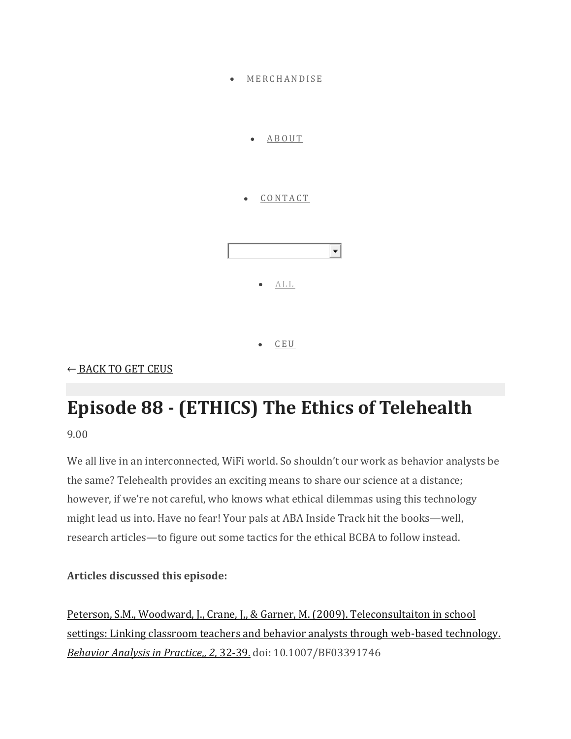- MERCHANDISE

- ABOUT

- CONTACT

- ALL

- CEU

← BACK TO GET CEUS

# Episode 88 - (ETHICS) The Ethics of Telehealth

9.00

We all live in an interconnected, WiFi world. So shouldn't our work as behavior analysts be the same? Telehealth provides an exciting means to share our science at a distance; however, if we're not careful, who knows what ethical dilemmas using this technology might lead us into. Have no fear! Your pals at ABA Inside Track hit the books—well, research articles—to figure out some tactics for the ethical BCBA to follow instead.

**Articles discussed this episode:**

Peterson, S.M., Woodward, J., Crane, J,, & Garner, M. (2009). Teleconsultaiton in school settings: Linking classroom teachers and behavior analysts through web-based technology. *Behavior Analysis in Practice,, 2*, 32-39. doi: 10.1007/BF03391746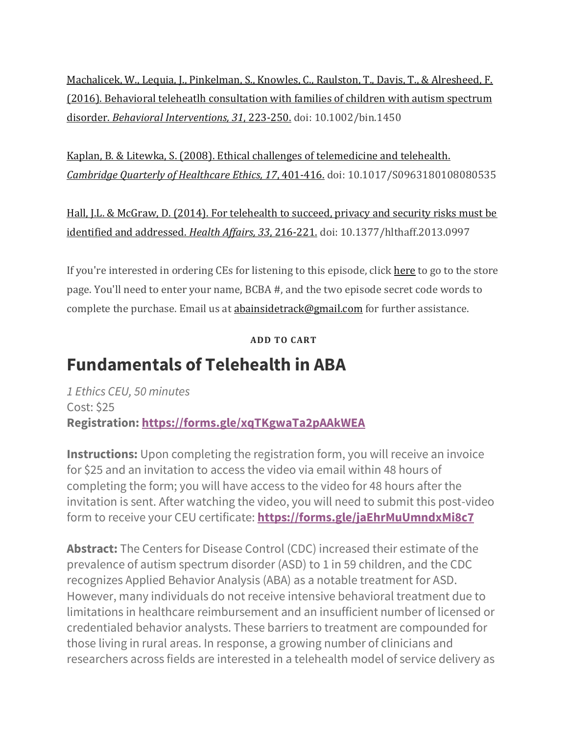Machalicek, W., Lequia, J., Pinkelman, S., Knowles, C., Raulston, T., Davis, T., & Alresheed, F. (2016). Behavioral teleheatlh consultation with families of children with autism spectrum disorder. *Behavioral Interventions, 31*, 223-250. doi: 10.1002/bin.1450

Kaplan, B. & Litewka, S. (2008). Ethical challenges of telemedicine and telehealth. *Cambridge Quarterly of Healthcare Ethics, 17*, 401-416. doi: 10.1017/S0963180108080535

Hall, J.L. & McGraw, D. (2014). For telehealth to succeed, privacy and security risks must be identified and addressed. *Health Affairs, 33*, 216-221. doi: 10.1377/hlthaff.2013.0997

If you're interested in ordering CEs for listening to this episode, click here to go to the store page. You'll need to enter your name, BCBA #, and the two episode secret code words to complete the purchase. Email us at abainsidetrack@gmail.com for further assistance.

**ADD TO CART**

# Fundamentals of Telehealth in ABA

*1 Ethics CEU, 50 minutes*
Cost: $25
**Registration: https://forms.gle/xqTKgwaTa2pAAkWEA**

**Instructions:** Upon completing the registration form, you will receive an invoice for $25 and an invitation to access the video via email within 48 hours of completing the form; you will have access to the video for 48 hours after the invitation is sent. After watching the video, you will need to submit this post-video form to receive your CEU certificate: **https://forms.gle/jaEhrMuUmndxMi8c7**

**Abstract:** The Centers for Disease Control (CDC) increased their estimate of the prevalence of autism spectrum disorder (ASD) to 1 in 59 children, and the CDC recognizes Applied Behavior Analysis (ABA) as a notable treatment for ASD. However, many individuals do not receive intensive behavioral treatment due to limitations in healthcare reimbursement and an insufficient number of licensed or credentialed behavior analysts. These barriers to treatment are compounded for those living in rural areas. In response, a growing number of clinicians and researchers across fields are interested in a telehealth model of service delivery as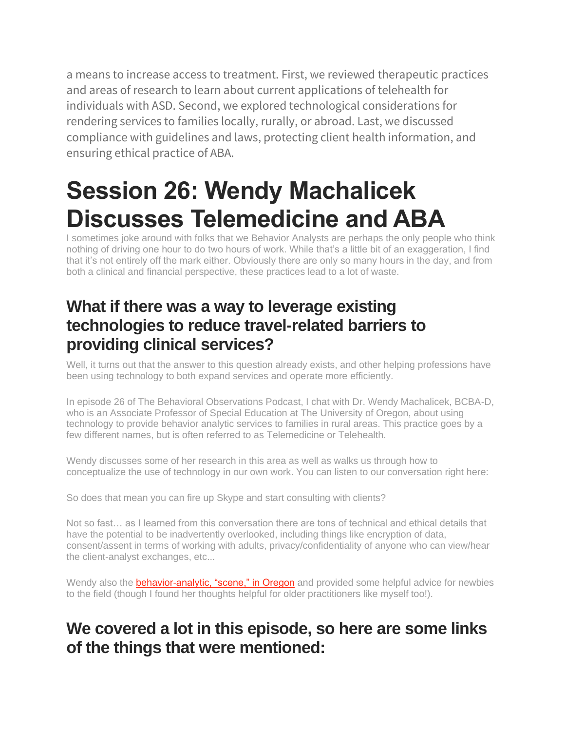a means to increase access to treatment. First, we reviewed therapeutic practices and areas of research to learn about current applications of telehealth for individuals with ASD. Second, we explored technological considerations for rendering services to families locally, rurally, or abroad. Last, we discussed compliance with guidelines and laws, protecting client health information, and ensuring ethical practice of ABA.

# Session 26: Wendy Machalicek Discusses Telemedicine and ABA

I sometimes joke around with folks that we Behavior Analysts are perhaps the only people who think nothing of driving one hour to do two hours of work. While that's a little bit of an exaggeration, I find that it's not entirely off the mark either. Obviously there are only so many hours in the day, and from both a clinical and financial perspective, these practices lead to a lot of waste.

## What if there was a way to leverage existing technologies to reduce travel-related barriers to providing clinical services?

Well, it turns out that the answer to this question already exists, and other helping professions have been using technology to both expand services and operate more efficiently.

In episode 26 of The Behavioral Observations Podcast, I chat with Dr. Wendy Machalicek, BCBA-D, who is an Associate Professor of Special Education at The University of Oregon, about using technology to provide behavior analytic services to families in rural areas. This practice goes by a few different names, but is often referred to as Telemedicine or Telehealth.

Wendy discusses some of her research in this area as well as walks us through how to conceptualize the use of technology in our own work. You can listen to our conversation right here:

So does that mean you can fire up Skype and start consulting with clients?

Not so fast… as I learned from this conversation there are tons of technical and ethical details that have the potential to be inadvertently overlooked, including things like encryption of data, consent/assent in terms of working with adults, privacy/confidentiality of anyone who can view/hear the client-analyst exchanges, etc...

Wendy also the behavior-analytic, "scene," in Oregon and provided some helpful advice for newbies to the field (though I found her thoughts helpful for older practitioners like myself too!).

## We covered a lot in this episode, so here are some links of the things that were mentioned: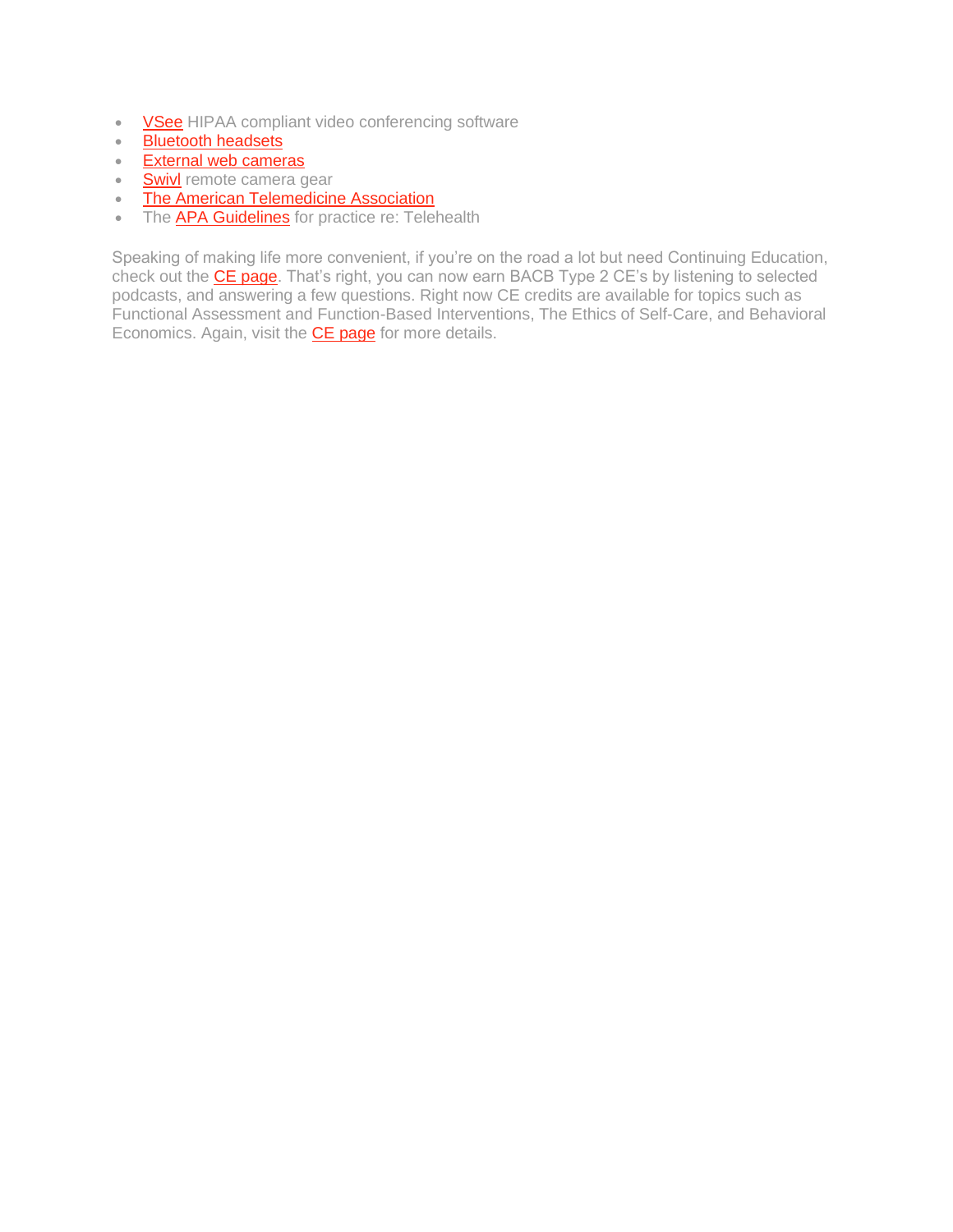- VSee HIPAA compliant video conferencing software
- Bluetooth headsets
- External web cameras
- Swivl remote camera gear
- The American Telemedicine Association
- The APA Guidelines for practice re: Telehealth

Speaking of making life more convenient, if you're on the road a lot but need Continuing Education, check out the CE page. That's right, you can now earn BACB Type 2 CE's by listening to selected podcasts, and answering a few questions. Right now CE credits are available for topics such as Functional Assessment and Function-Based Interventions, The Ethics of Self-Care, and Behavioral Economics. Again, visit the CE page for more details.